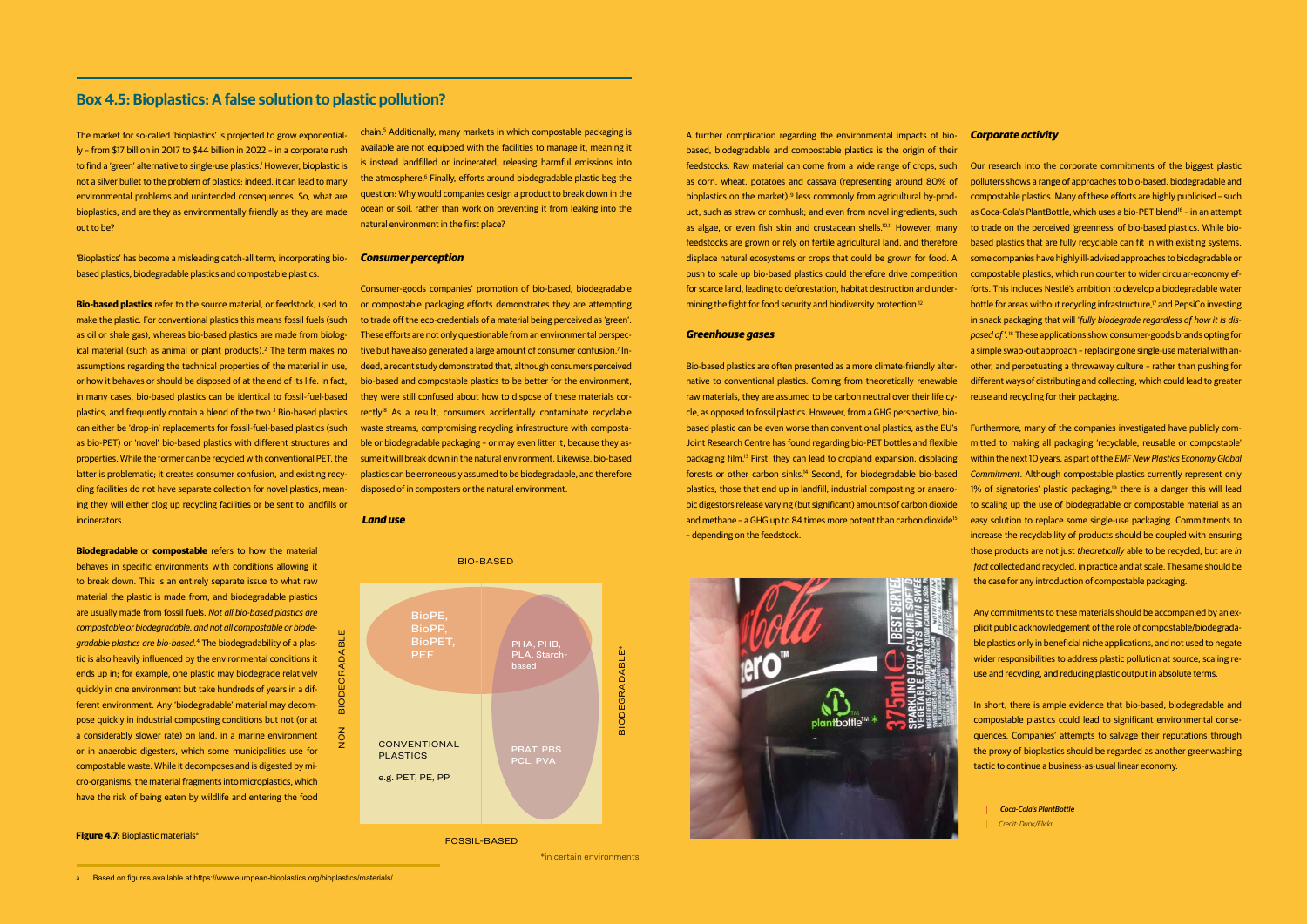## Box 4.5: Bioplastics: A false solution to plastic pollution?

The market for so-called 'bioplastics' is projected to grow exponentially – from $17 billion in 2017 to $44 billion in 2022 – in a corporate rush to find a 'green' alternative to single-use plastics.[1] However, bioplastic is not a silver bullet to the problem of plastics; indeed, it can lead to many environmental problems and unintended consequences. So, what are bioplastics, and are they as environmentally friendly as they are made out to be?

'Bioplastics' has become a misleading catch-all term, incorporating bio-based plastics, biodegradable plastics and compostable plastics.

**Bio-based plastics** refer to the source material, or feedstock, used to make the plastic. For conventional plastics this means fossil fuels (such as oil or shale gas), whereas bio-based plastics are made from biological material (such as animal or plant products).[2] The term makes no assumptions regarding the technical properties of the material in use, or how it behaves or should be disposed of at the end of its life. In fact, in many cases, bio-based plastics can be identical to fossil-fuel-based plastics, and frequently contain a blend of the two.[3] Bio-based plastics can either be 'drop-in' replacements for fossil-fuel-based plastics (such as bio-PET) or 'novel' bio-based plastics with different structures and properties. While the former can be recycled with conventional PET, the latter is problematic; it creates consumer confusion, and existing recycling facilities do not have separate collection for novel plastics, meaning they will either clog up recycling facilities or be sent to landfills or incinerators.

**Biodegradable** or **compostable** refers to how the material behaves in specific environments with conditions allowing it to break down. This is an entirely separate issue to what raw material the plastic is made from, and biodegradable plastics are usually made from fossil fuels. *Not all bio-based plastics are compostable or biodegradable, and not all compostable or biodegradable plastics are bio-based.*[4] The biodegradability of a plastic is also heavily influenced by the environmental conditions it ends up in; for example, one plastic may biodegrade relatively quickly in one environment but take hundreds of years in a different environment. Any 'biodegradable' material may decompose quickly in industrial composting conditions but not (or at a considerably slower rate) on land, in a marine environment or in anaerobic digesters, which some municipalities use for compostable waste. While it decomposes and is digested by micro-organisms, the material fragments into microplastics, which have the risk of being eaten by wildlife and entering the food chain.[5] Additionally, many markets in which compostable packaging is available are not equipped with the facilities to manage it, meaning it is instead landfilled or incinerated, releasing harmful emissions into the atmosphere.[6] Finally, efforts around biodegradable plastic beg the question: Why would companies design a product to break down in the ocean or soil, rather than work on preventing it from leaking into the natural environment in the first place?

### *Consumer perception*

Consumer-goods companies' promotion of bio-based, biodegradable or compostable packaging efforts demonstrates they are attempting to trade off the eco-credentials of a material being perceived as 'green'. These efforts are not only questionable from an environmental perspective but have also generated a large amount of consumer confusion.[7] Indeed, a recent study demonstrated that, although consumers perceived bio-based and compostable plastics to be better for the environment, they were still confused about how to dispose of these materials correctly.[8] As a result, consumers accidentally contaminate recyclable waste streams, compromising recycling infrastructure with compostable or biodegradable packaging – or may even litter it, because they assume it will break down in the natural environment. Likewise, bio-based plastics can be erroneously assumed to be biodegradable, and therefore disposed of in composters or the natural environment.

### *Land use*

A further complication regarding the environmental impacts of bio-based, biodegradable and compostable plastics is the origin of their feedstocks. Raw material can come from a wide range of crops, such as corn, wheat, potatoes and cassava (representing around 80% of bioplastics on the market);[9] less commonly from agricultural by-product, such as straw or cornhusk; and even from novel ingredients, such as algae, or even fish skin and crustacean shells.[10,11] However, many feedstocks are grown or rely on fertile agricultural land, and therefore displace natural ecosystems or crops that could be grown for food. A push to scale up bio-based plastics could therefore drive competition for scarce land, leading to deforestation, habitat destruction and undermining the fight for food security and biodiversity protection.[12]

| | NON - BIODEGRADABLE | BIODEGRADABLE* |
|---|---|---|
| BIO-BASED | BioPE, BioPP, BioPET, PEF | PHA, PHB, PLA, Starch-based |
| FOSSIL-BASED | CONVENTIONAL PLASTICS e.g. PET, PE, PP | PBAT, PBS PCL, PVA |

*in certain environments

**Figure 4.7:** Bioplastic materials[a]

### *Greenhouse gases*

Bio-based plastics are often presented as a more climate-friendly alternative to conventional plastics. Coming from theoretically renewable raw materials, they are assumed to be carbon neutral over their life cycle, as opposed to fossil plastics. However, from a GHG perspective, bio-based plastic can be even worse than conventional plastics, as the EU's Joint Research Centre has found regarding bio-PET bottles and flexible packaging film.[13] First, they can lead to cropland expansion, displacing forests or other carbon sinks.[14] Second, for biodegradable bio-based plastics, those that end up in landfill, industrial composting or anaerobic digesters release varying (but significant) amounts of carbon dioxide and methane – a GHG up to 84 times more potent than carbon dioxide[15] – depending on the feedstock.

### *Corporate activity*

Our research into the corporate commitments of the biggest plastic polluters shows a range of approaches to bio-based, biodegradable and compostable plastics. Many of these efforts are highly publicised – such as Coca-Cola's PlantBottle, which uses a bio-PET blend[16] – in an attempt to trade on the perceived 'greenness' of bio-based plastics. While bio-based plastics that are fully recyclable can fit in with existing systems, some companies have highly ill-advised approaches to biodegradable or compostable plastics, which run counter to wider circular-economy efforts. This includes Nestlé's ambition to develop a biodegradable water bottle for areas without recycling infrastructure,[17] and PepsiCo investing in snack packaging that will '*fully biodegrade regardless of how it is disposed of*'.[18] These applications show consumer-goods brands opting for a simple swap-out approach – replacing one single-use material with another, and perpetuating a throwaway culture – rather than pushing for different ways of distributing and collecting, which could lead to greater reuse and recycling for their packaging.

Furthermore, many of the companies investigated have publicly committed to making all packaging 'recyclable, reusable or compostable' within the next 10 years, as part of the *EMF New Plastics Economy Global Commitment*. Although compostable plastics currently represent only 1% of signatories' plastic packaging,[19] there is a danger this will lead to scaling up the use of biodegradable or compostable material as an easy solution to replace some single-use packaging. Commitments to increase the recyclability of products should be coupled with ensuring those products are not just *theoretically* able to be recycled, but are *in fact* collected and recycled, in practice and at scale. The same should be the case for any introduction of compostable packaging.

Any commitments to these materials should be accompanied by an explicit public acknowledgement of the role of compostable/biodegradable plastics only in beneficial niche applications, and not used to negate wider responsibilities to address plastic pollution at source, scaling reuse and recycling, and reducing plastic output in absolute terms.

In short, there is ample evidence that bio-based, biodegradable and compostable plastics could lead to significant environmental consequences. Companies' attempts to salvage their reputations through the proxy of bioplastics should be regarded as another greenwashing tactic to continue a business-as-usual linear economy.

*Coca-Cola's PlantBottle*
*Credit: Dunk/Flickr*

a Based on figures available at https://www.european-bioplastics.org/bioplastics/materials/.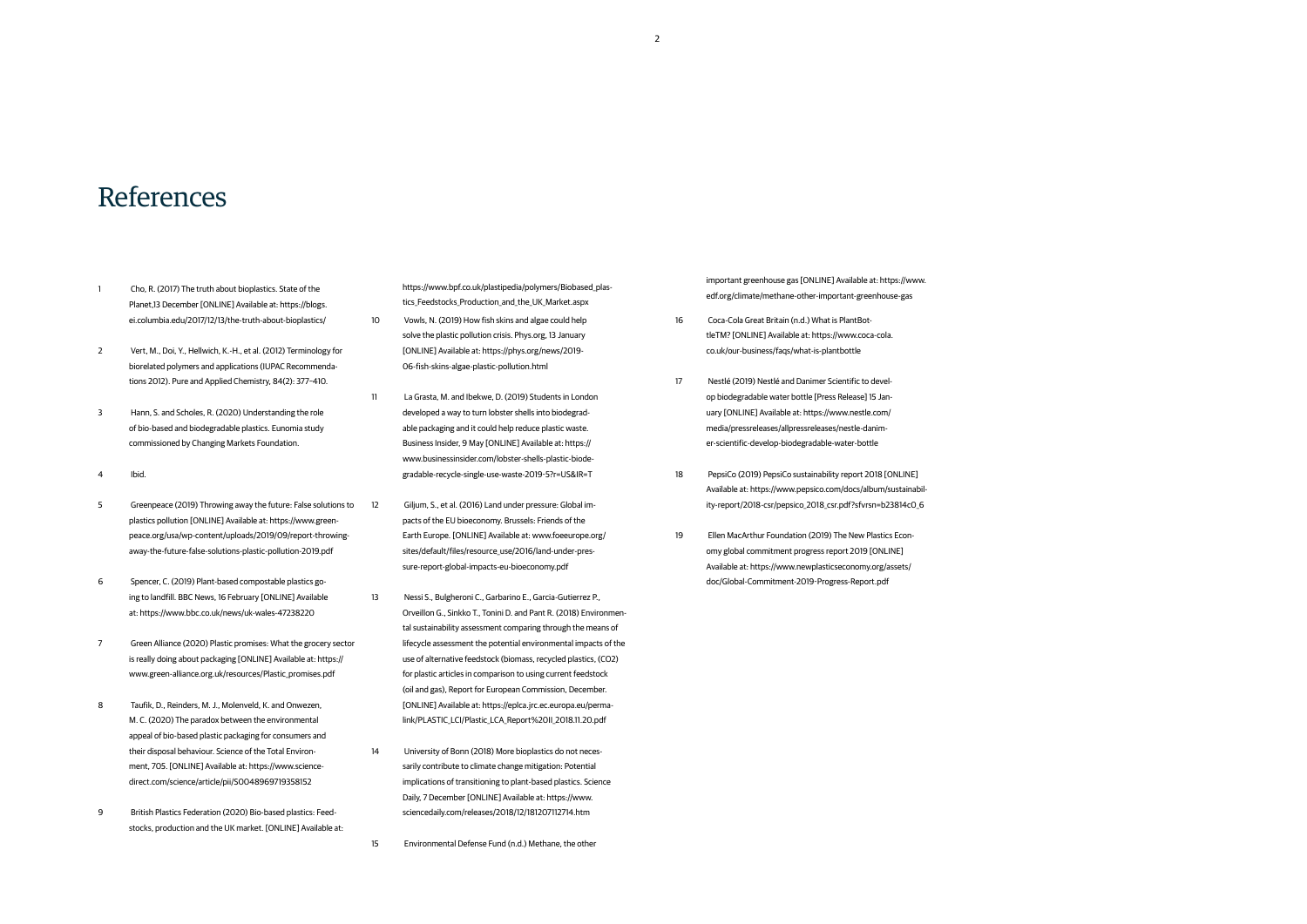# References

1. Cho, R. (2017) The truth about bioplastics. State of the Planet,13 December [ONLINE] Available at: https://blogs.ei.columbia.edu/2017/12/13/the-truth-about-bioplastics/

2. Vert, M., Doi, Y., Hellwich, K.-H., et al. (2012) Terminology for biorelated polymers and applications (IUPAC Recommendations 2012). Pure and Applied Chemistry, 84(2): 377–410.

3. Hann, S. and Scholes, R. (2020) Understanding the role of bio-based and biodegradable plastics. Eunomia study commissioned by Changing Markets Foundation.

4. Ibid.

5. Greenpeace (2019) Throwing away the future: False solutions to plastics pollution [ONLINE] Available at: https://www.greenpeace.org/usa/wp-content/uploads/2019/09/report-throwing-away-the-future-false-solutions-plastic-pollution-2019.pdf

6. Spencer, C. (2019) Plant-based compostable plastics going to landfill. BBC News, 16 February [ONLINE] Available at: https://www.bbc.co.uk/news/uk-wales-47238220

7. Green Alliance (2020) Plastic promises: What the grocery sector is really doing about packaging [ONLINE] Available at: https://www.green-alliance.org.uk/resources/Plastic_promises.pdf

8. Taufik, D., Reinders, M. J., Molenveld, K. and Onwezen, M. C. (2020) The paradox between the environmental appeal of bio-based plastic packaging for consumers and their disposal behaviour. Science of the Total Environment, 705. [ONLINE] Available at: https://www.sciencedirect.com/science/article/pii/S0048969719358152

9. British Plastics Federation (2020) Bio-based plastics: Feedstocks, production and the UK market. [ONLINE] Available at: https://www.bpf.co.uk/plastipedia/polymers/Biobased_plastics_Feedstocks_Production_and_the_UK_Market.aspx

10. Vowls, N. (2019) How fish skins and algae could help solve the plastic pollution crisis. Phys.org, 13 January [ONLINE] Available at: https://phys.org/news/2019-06-fish-skins-algae-plastic-pollution.html

11. La Grasta, M. and Ibekwe, D. (2019) Students in London developed a way to turn lobster shells into biodegradable packaging and it could help reduce plastic waste. Business Insider, 9 May [ONLINE] Available at: https://www.businessinsider.com/lobster-shells-plastic-biodegradable-recycle-single-use-waste-2019-5?r=US&IR=T

12. Giljum, S., et al. (2016) Land under pressure: Global impacts of the EU bioeconomy. Brussels: Friends of the Earth Europe. [ONLINE] Available at: www.foeeurope.org/sites/default/files/resource_use/2016/land-under-pressure-report-global-impacts-eu-bioeconomy.pdf

13. Nessi S., Bulgheroni C., Garbarino E., Garcia-Gutierrez P., Orveillon G., Sinkko T., Tonini D. and Pant R. (2018) Environmental sustainability assessment comparing through the means of lifecycle assessment the potential environmental impacts of the use of alternative feedstock (biomass, recycled plastics, (CO2) for plastic articles in comparison to using current feedstock (oil and gas), Report for European Commission, December. [ONLINE] Available at: https://eplca.jrc.ec.europa.eu/permalink/PLASTIC_LCI/Plastic_LCA_Report%20II_2018.11.20.pdf

14. University of Bonn (2018) More bioplastics do not necessarily contribute to climate change mitigation: Potential implications of transitioning to plant-based plastics. Science Daily, 7 December [ONLINE] Available at: https://www.sciencedaily.com/releases/2018/12/181207112714.htm

15. Environmental Defense Fund (n.d.) Methane, the other important greenhouse gas [ONLINE] Available at: https://www.edf.org/climate/methane-other-important-greenhouse-gas

16. Coca-Cola Great Britain (n.d.) What is PlantBottleTM? [ONLINE] Available at: https://www.coca-cola.co.uk/our-business/faqs/what-is-plantbottle

17. Nestlé (2019) Nestlé and Danimer Scientific to develop biodegradable water bottle [Press Release] 15 January [ONLINE] Available at: https://www.nestle.com/media/pressreleases/allpressreleases/nestle-danimer-scientific-develop-biodegradable-water-bottle

18. PepsiCo (2019) PepsiCo sustainability report 2018 [ONLINE] Available at: https://www.pepsico.com/docs/album/sustainability-report/2018-csr/pepsico_2018_csr.pdf?sfvrsn=b23814c0_6

19. Ellen MacArthur Foundation (2019) The New Plastics Economy global commitment progress report 2019 [ONLINE] Available at: https://www.newplasticseconomy.org/assets/doc/Global-Commitment-2019-Progress-Report.pdf